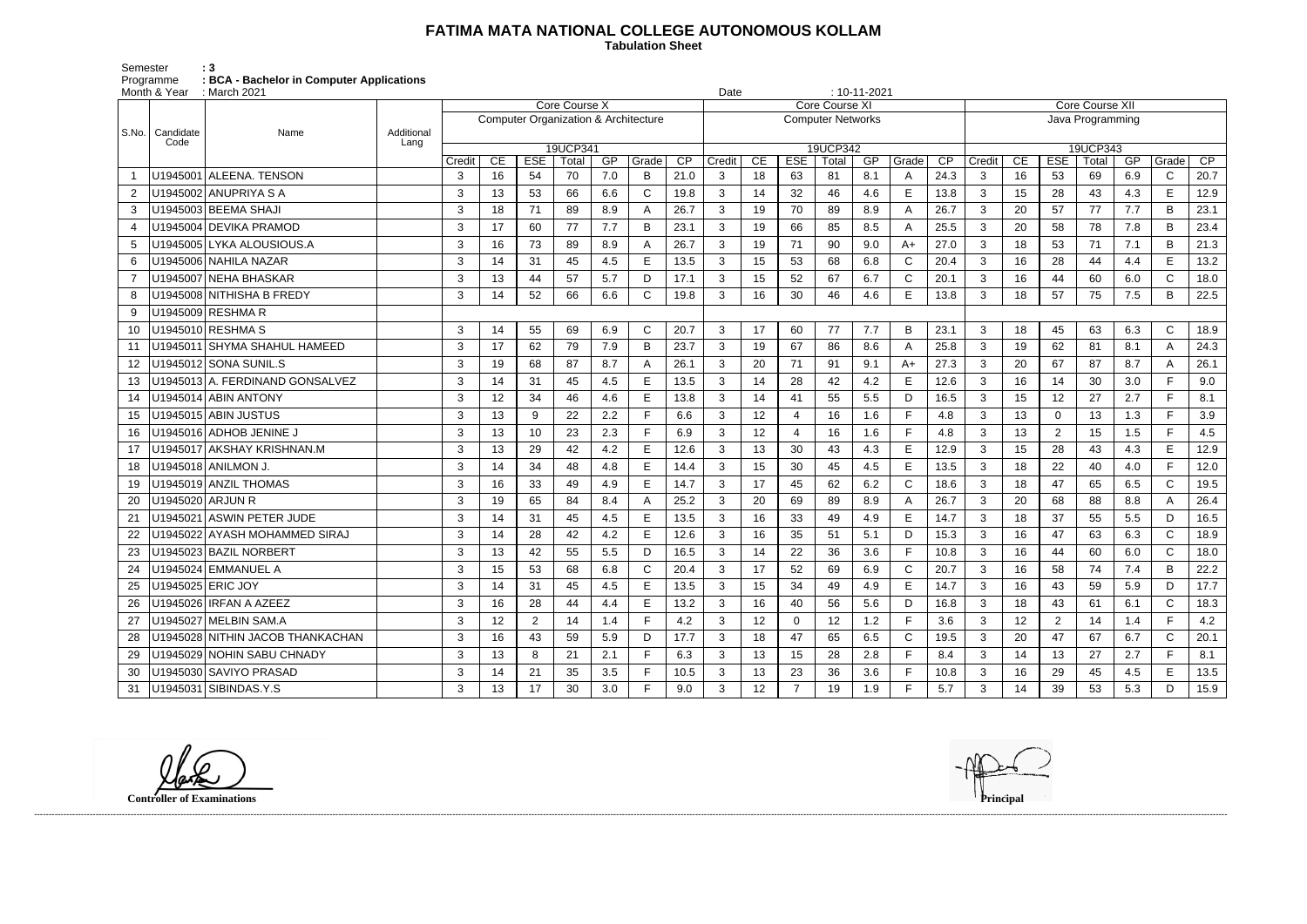# FATIMA MATA NATIONAL COLLEGE AUTONOMOUS KOLLAM

**Tabulation Sheet**

Semester : 3
Programme : BCA - Bachelor in Computer Applications
Month & Year : March 2021
Date : 10-11-2021

| S.No. | Candidate Code | Name | Additional Lang | Core Course X | | | | | | | Core Course XI | | | | | | | Core Course XII | | | | | | |
|---|---|---|---|---|---|---|---|---|---|---|---|---|---|---|---|---|---|---|---|---|---|---|---|---|
| | | | | Computer Organization & Architecture | | | | | | | Computer Networks | | | | | | | Java Programming | | | | | | |
| | | | | 19UCP341 | | | | | | | 19UCP342 | | | | | | | 19UCP343 | | | | | | |
| | | | | Credit | CE | ESE | Total | GP | Grade | CP | Credit | CE | ESE | Total | GP | Grade | CP | Credit | CE | ESE | Total | GP | Grade | CP |
| 1 | U1945001 | ALEENA. TENSON | | 3 | 16 | 54 | 70 | 7.0 | B | 21.0 | 3 | 18 | 63 | 81 | 8.1 | A | 24.3 | 3 | 16 | 53 | 69 | 6.9 | C | 20.7 |
| 2 | U1945002 | ANUPRIYA S A | | 3 | 13 | 53 | 66 | 6.6 | C | 19.8 | 3 | 14 | 32 | 46 | 4.6 | E | 13.8 | 3 | 15 | 28 | 43 | 4.3 | E | 12.9 |
| 3 | U1945003 | BEEMA SHAJI | | 3 | 18 | 71 | 89 | 8.9 | A | 26.7 | 3 | 19 | 70 | 89 | 8.9 | A | 26.7 | 3 | 20 | 57 | 77 | 7.7 | B | 23.1 |
| 4 | U1945004 | DEVIKA PRAMOD | | 3 | 17 | 60 | 77 | 7.7 | B | 23.1 | 3 | 19 | 66 | 85 | 8.5 | A | 25.5 | 3 | 20 | 58 | 78 | 7.8 | B | 23.4 |
| 5 | U1945005 | LYKA ALOUSIOUS.A | | 3 | 16 | 73 | 89 | 8.9 | A | 26.7 | 3 | 19 | 71 | 90 | 9.0 | A+ | 27.0 | 3 | 18 | 53 | 71 | 7.1 | B | 21.3 |
| 6 | U1945006 | NAHILA NAZAR | | 3 | 14 | 31 | 45 | 4.5 | E | 13.5 | 3 | 15 | 53 | 68 | 6.8 | C | 20.4 | 3 | 16 | 28 | 44 | 4.4 | E | 13.2 |
| 7 | U1945007 | NEHA BHASKAR | | 3 | 13 | 44 | 57 | 5.7 | D | 17.1 | 3 | 15 | 52 | 67 | 6.7 | C | 20.1 | 3 | 16 | 44 | 60 | 6.0 | C | 18.0 |
| 8 | U1945008 | NITHISHA B FREDY | | 3 | 14 | 52 | 66 | 6.6 | C | 19.8 | 3 | 16 | 30 | 46 | 4.6 | E | 13.8 | 3 | 18 | 57 | 75 | 7.5 | B | 22.5 |
| 9 | U1945009 | RESHMA R | | | | | | | | | | | | | | | | | | | | | | |
| 10 | U1945010 | RESHMA S | | 3 | 14 | 55 | 69 | 6.9 | C | 20.7 | 3 | 17 | 60 | 77 | 7.7 | B | 23.1 | 3 | 18 | 45 | 63 | 6.3 | C | 18.9 |
| 11 | U1945011 | SHYMA SHAHUL HAMEED | | 3 | 17 | 62 | 79 | 7.9 | B | 23.7 | 3 | 19 | 67 | 86 | 8.6 | A | 25.8 | 3 | 19 | 62 | 81 | 8.1 | A | 24.3 |
| 12 | U1945012 | SONA SUNIL.S | | 3 | 19 | 68 | 87 | 8.7 | A | 26.1 | 3 | 20 | 71 | 91 | 9.1 | A+ | 27.3 | 3 | 20 | 67 | 87 | 8.7 | A | 26.1 |
| 13 | U1945013 | A. FERDINAND GONSALVEZ | | 3 | 14 | 31 | 45 | 4.5 | E | 13.5 | 3 | 14 | 28 | 42 | 4.2 | E | 12.6 | 3 | 16 | 14 | 30 | 3.0 | F | 9.0 |
| 14 | U1945014 | ABIN ANTONY | | 3 | 12 | 34 | 46 | 4.6 | E | 13.8 | 3 | 14 | 41 | 55 | 5.5 | D | 16.5 | 3 | 15 | 12 | 27 | 2.7 | F | 8.1 |
| 15 | U1945015 | ABIN JUSTUS | | 3 | 13 | 9 | 22 | 2.2 | F | 6.6 | 3 | 12 | 4 | 16 | 1.6 | F | 4.8 | 3 | 13 | 0 | 13 | 1.3 | F | 3.9 |
| 16 | U1945016 | ADHOB JENINE J | | 3 | 13 | 10 | 23 | 2.3 | F | 6.9 | 3 | 12 | 4 | 16 | 1.6 | F | 4.8 | 3 | 13 | 2 | 15 | 1.5 | F | 4.5 |
| 17 | U1945017 | AKSHAY KRISHNAN.M | | 3 | 13 | 29 | 42 | 4.2 | E | 12.6 | 3 | 13 | 30 | 43 | 4.3 | E | 12.9 | 3 | 15 | 28 | 43 | 4.3 | E | 12.9 |
| 18 | U1945018 | ANILMON J. | | 3 | 14 | 34 | 48 | 4.8 | E | 14.4 | 3 | 15 | 30 | 45 | 4.5 | E | 13.5 | 3 | 18 | 22 | 40 | 4.0 | F | 12.0 |
| 19 | U1945019 | ANZIL THOMAS | | 3 | 16 | 33 | 49 | 4.9 | E | 14.7 | 3 | 17 | 45 | 62 | 6.2 | C | 18.6 | 3 | 18 | 47 | 65 | 6.5 | C | 19.5 |
| 20 | U1945020 | ARJUN R | | 3 | 19 | 65 | 84 | 8.4 | A | 25.2 | 3 | 20 | 69 | 89 | 8.9 | A | 26.7 | 3 | 20 | 68 | 88 | 8.8 | A | 26.4 |
| 21 | U1945021 | ASWIN PETER JUDE | | 3 | 14 | 31 | 45 | 4.5 | E | 13.5 | 3 | 16 | 33 | 49 | 4.9 | E | 14.7 | 3 | 18 | 37 | 55 | 5.5 | D | 16.5 |
| 22 | U1945022 | AYASH MOHAMMED SIRAJ | | 3 | 14 | 28 | 42 | 4.2 | E | 12.6 | 3 | 16 | 35 | 51 | 5.1 | D | 15.3 | 3 | 16 | 47 | 63 | 6.3 | C | 18.9 |
| 23 | U1945023 | BAZIL NORBERT | | 3 | 13 | 42 | 55 | 5.5 | D | 16.5 | 3 | 14 | 22 | 36 | 3.6 | F | 10.8 | 3 | 16 | 44 | 60 | 6.0 | C | 18.0 |
| 24 | U1945024 | EMMANUEL A | | 3 | 15 | 53 | 68 | 6.8 | C | 20.4 | 3 | 17 | 52 | 69 | 6.9 | C | 20.7 | 3 | 16 | 58 | 74 | 7.4 | B | 22.2 |
| 25 | U1945025 | ERIC JOY | | 3 | 14 | 31 | 45 | 4.5 | E | 13.5 | 3 | 15 | 34 | 49 | 4.9 | E | 14.7 | 3 | 16 | 43 | 59 | 5.9 | D | 17.7 |
| 26 | U1945026 | IRFAN A AZEEZ | | 3 | 16 | 28 | 44 | 4.4 | E | 13.2 | 3 | 16 | 40 | 56 | 5.6 | D | 16.8 | 3 | 18 | 43 | 61 | 6.1 | C | 18.3 |
| 27 | U1945027 | MELBIN SAM.A | | 3 | 12 | 2 | 14 | 1.4 | F | 4.2 | 3 | 12 | 0 | 12 | 1.2 | F | 3.6 | 3 | 12 | 2 | 14 | 1.4 | F | 4.2 |
| 28 | U1945028 | NITHIN JACOB THANKACHAN | | 3 | 16 | 43 | 59 | 5.9 | D | 17.7 | 3 | 18 | 47 | 65 | 6.5 | C | 19.5 | 3 | 20 | 47 | 67 | 6.7 | C | 20.1 |
| 29 | U1945029 | NOHIN SABU CHNADY | | 3 | 13 | 8 | 21 | 2.1 | F | 6.3 | 3 | 13 | 15 | 28 | 2.8 | F | 8.4 | 3 | 14 | 13 | 27 | 2.7 | F | 8.1 |
| 30 | U1945030 | SAVIYO PRASAD | | 3 | 14 | 21 | 35 | 3.5 | F | 10.5 | 3 | 13 | 23 | 36 | 3.6 | F | 10.8 | 3 | 16 | 29 | 45 | 4.5 | E | 13.5 |
| 31 | U1945031 | SIBINDAS.Y.S | | 3 | 13 | 17 | 30 | 3.0 | F | 9.0 | 3 | 12 | 7 | 19 | 1.9 | F | 5.7 | 3 | 14 | 39 | 53 | 5.3 | D | 15.9 |

**Controller of Examinations** **Principal**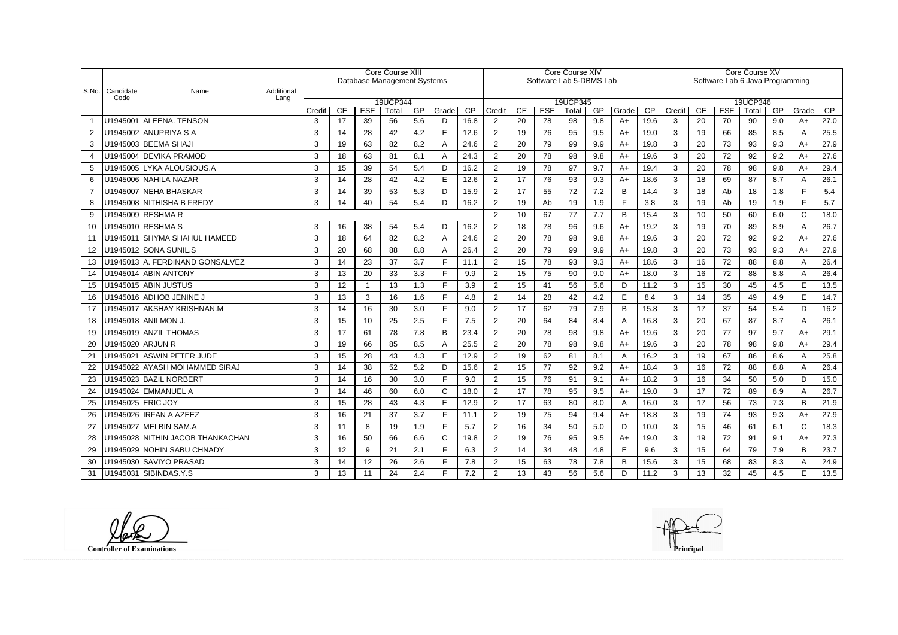| S.No. | Candidate Code | Name | Additional Lang | Core Course XIII | | | | | | | Core Course XIV | | | | | | | Core Course XV | | | | | | |
|---|---|---|---|---|---|---|---|---|---|---|---|---|---|---|---|---|---|---|---|---|---|---|---|---|
| | | | | Database Management Systems | | | | | | | Software Lab 5-DBMS Lab | | | | | | | Software Lab 6 Java Programming | | | | | | |
| | | | | 19UCP344 | | | | | | | 19UCP345 | | | | | | | 19UCP346 | | | | | | |
| | | | | Credit | CE | ESE | Total | GP | Grade | CP | Credit | CE | ESE | Total | GP | Grade | CP | Credit | CE | ESE | Total | GP | Grade | CP |
| 1 | U1945001 | ALEENA. TENSON | | 3 | 17 | 39 | 56 | 5.6 | D | 16.8 | 2 | 20 | 78 | 98 | 9.8 | A+ | 19.6 | 3 | 20 | 70 | 90 | 9.0 | A+ | 27.0 |
| 2 | U1945002 | ANUPRIYA S A | | 3 | 14 | 28 | 42 | 4.2 | E | 12.6 | 2 | 19 | 76 | 95 | 9.5 | A+ | 19.0 | 3 | 19 | 66 | 85 | 8.5 | A | 25.5 |
| 3 | U1945003 | BEEMA SHAJI | | 3 | 19 | 63 | 82 | 8.2 | A | 24.6 | 2 | 20 | 79 | 99 | 9.9 | A+ | 19.8 | 3 | 20 | 73 | 93 | 9.3 | A+ | 27.9 |
| 4 | U1945004 | DEVIKA PRAMOD | | 3 | 18 | 63 | 81 | 8.1 | A | 24.3 | 2 | 20 | 78 | 98 | 9.8 | A+ | 19.6 | 3 | 20 | 72 | 92 | 9.2 | A+ | 27.6 |
| 5 | U1945005 | LYKA ALOUSIOUS.A | | 3 | 15 | 39 | 54 | 5.4 | D | 16.2 | 2 | 19 | 78 | 97 | 9.7 | A+ | 19.4 | 3 | 20 | 78 | 98 | 9.8 | A+ | 29.4 |
| 6 | U1945006 | NAHILA NAZAR | | 3 | 14 | 28 | 42 | 4.2 | E | 12.6 | 2 | 17 | 76 | 93 | 9.3 | A+ | 18.6 | 3 | 18 | 69 | 87 | 8.7 | A | 26.1 |
| 7 | U1945007 | NEHA BHASKAR | | 3 | 14 | 39 | 53 | 5.3 | D | 15.9 | 2 | 17 | 55 | 72 | 7.2 | B | 14.4 | 3 | 18 | Ab | 18 | 1.8 | F | 5.4 |
| 8 | U1945008 | NITHISHA B FREDY | | 3 | 14 | 40 | 54 | 5.4 | D | 16.2 | 2 | 19 | Ab | 19 | 1.9 | F | 3.8 | 3 | 19 | Ab | 19 | 1.9 | F | 5.7 |
| 9 | U1945009 | RESHMA R | | | | | | | | | 2 | 10 | 67 | 77 | 7.7 | B | 15.4 | 3 | 10 | 50 | 60 | 6.0 | C | 18.0 |
| 10 | U1945010 | RESHMA S | | 3 | 16 | 38 | 54 | 5.4 | D | 16.2 | 2 | 18 | 78 | 96 | 9.6 | A+ | 19.2 | 3 | 19 | 70 | 89 | 8.9 | A | 26.7 |
| 11 | U1945011 | SHYMA SHAHUL HAMEED | | 3 | 18 | 64 | 82 | 8.2 | A | 24.6 | 2 | 20 | 78 | 98 | 9.8 | A+ | 19.6 | 3 | 20 | 72 | 92 | 9.2 | A+ | 27.6 |
| 12 | U1945012 | SONA SUNIL.S | | 3 | 20 | 68 | 88 | 8.8 | A | 26.4 | 2 | 20 | 79 | 99 | 9.9 | A+ | 19.8 | 3 | 20 | 73 | 93 | 9.3 | A+ | 27.9 |
| 13 | U1945013 | A. FERDINAND GONSALVEZ | | 3 | 14 | 23 | 37 | 3.7 | F | 11.1 | 2 | 15 | 78 | 93 | 9.3 | A+ | 18.6 | 3 | 16 | 72 | 88 | 8.8 | A | 26.4 |
| 14 | U1945014 | ABIN ANTONY | | 3 | 13 | 20 | 33 | 3.3 | F | 9.9 | 2 | 15 | 75 | 90 | 9.0 | A+ | 18.0 | 3 | 16 | 72 | 88 | 8.8 | A | 26.4 |
| 15 | U1945015 | ABIN JUSTUS | | 3 | 12 | 1 | 13 | 1.3 | F | 3.9 | 2 | 15 | 41 | 56 | 5.6 | D | 11.2 | 3 | 15 | 30 | 45 | 4.5 | E | 13.5 |
| 16 | U1945016 | ADHOB JENINE J | | 3 | 13 | 3 | 16 | 1.6 | F | 4.8 | 2 | 14 | 28 | 42 | 4.2 | E | 8.4 | 3 | 14 | 35 | 49 | 4.9 | E | 14.7 |
| 17 | U1945017 | AKSHAY KRISHNAN.M | | 3 | 14 | 16 | 30 | 3.0 | F | 9.0 | 2 | 17 | 62 | 79 | 7.9 | B | 15.8 | 3 | 17 | 37 | 54 | 5.4 | D | 16.2 |
| 18 | U1945018 | ANILMON J. | | 3 | 15 | 10 | 25 | 2.5 | F | 7.5 | 2 | 20 | 64 | 84 | 8.4 | A | 16.8 | 3 | 20 | 67 | 87 | 8.7 | A | 26.1 |
| 19 | U1945019 | ANZIL THOMAS | | 3 | 17 | 61 | 78 | 7.8 | B | 23.4 | 2 | 20 | 78 | 98 | 9.8 | A+ | 19.6 | 3 | 20 | 77 | 97 | 9.7 | A+ | 29.1 |
| 20 | U1945020 | ARJUN R | | 3 | 19 | 66 | 85 | 8.5 | A | 25.5 | 2 | 20 | 78 | 98 | 9.8 | A+ | 19.6 | 3 | 20 | 78 | 98 | 9.8 | A+ | 29.4 |
| 21 | U1945021 | ASWIN PETER JUDE | | 3 | 15 | 28 | 43 | 4.3 | E | 12.9 | 2 | 19 | 62 | 81 | 8.1 | A | 16.2 | 3 | 19 | 67 | 86 | 8.6 | A | 25.8 |
| 22 | U1945022 | AYASH MOHAMMED SIRAJ | | 3 | 14 | 38 | 52 | 5.2 | D | 15.6 | 2 | 15 | 77 | 92 | 9.2 | A+ | 18.4 | 3 | 16 | 72 | 88 | 8.8 | A | 26.4 |
| 23 | U1945023 | BAZIL NORBERT | | 3 | 14 | 16 | 30 | 3.0 | F | 9.0 | 2 | 15 | 76 | 91 | 9.1 | A+ | 18.2 | 3 | 16 | 34 | 50 | 5.0 | D | 15.0 |
| 24 | U1945024 | EMMANUEL A | | 3 | 14 | 46 | 60 | 6.0 | C | 18.0 | 2 | 17 | 78 | 95 | 9.5 | A+ | 19.0 | 3 | 17 | 72 | 89 | 8.9 | A | 26.7 |
| 25 | U1945025 | ERIC JOY | | 3 | 15 | 28 | 43 | 4.3 | E | 12.9 | 2 | 17 | 63 | 80 | 8.0 | A | 16.0 | 3 | 17 | 56 | 73 | 7.3 | B | 21.9 |
| 26 | U1945026 | IRFAN A AZEEZ | | 3 | 16 | 21 | 37 | 3.7 | F | 11.1 | 2 | 19 | 75 | 94 | 9.4 | A+ | 18.8 | 3 | 19 | 74 | 93 | 9.3 | A+ | 27.9 |
| 27 | U1945027 | MELBIN SAM.A | | 3 | 11 | 8 | 19 | 1.9 | F | 5.7 | 2 | 16 | 34 | 50 | 5.0 | D | 10.0 | 3 | 15 | 46 | 61 | 6.1 | C | 18.3 |
| 28 | U1945028 | NITHIN JACOB THANKACHAN | | 3 | 16 | 50 | 66 | 6.6 | C | 19.8 | 2 | 19 | 76 | 95 | 9.5 | A+ | 19.0 | 3 | 19 | 72 | 91 | 9.1 | A+ | 27.3 |
| 29 | U1945029 | NOHIN SABU CHNADY | | 3 | 12 | 9 | 21 | 2.1 | F | 6.3 | 2 | 14 | 34 | 48 | 4.8 | E | 9.6 | 3 | 15 | 64 | 79 | 7.9 | B | 23.7 |
| 30 | U1945030 | SAVIYO PRASAD | | 3 | 14 | 12 | 26 | 2.6 | F | 7.8 | 2 | 15 | 63 | 78 | 7.8 | B | 15.6 | 3 | 15 | 68 | 83 | 8.3 | A | 24.9 |
| 31 | U1945031 | SIBINDAS.Y.S | | 3 | 13 | 11 | 24 | 2.4 | F | 7.2 | 2 | 13 | 43 | 56 | 5.6 | D | 11.2 | 3 | 13 | 32 | 45 | 4.5 | E | 13.5 |

**Controller of Examinations**

**Principal**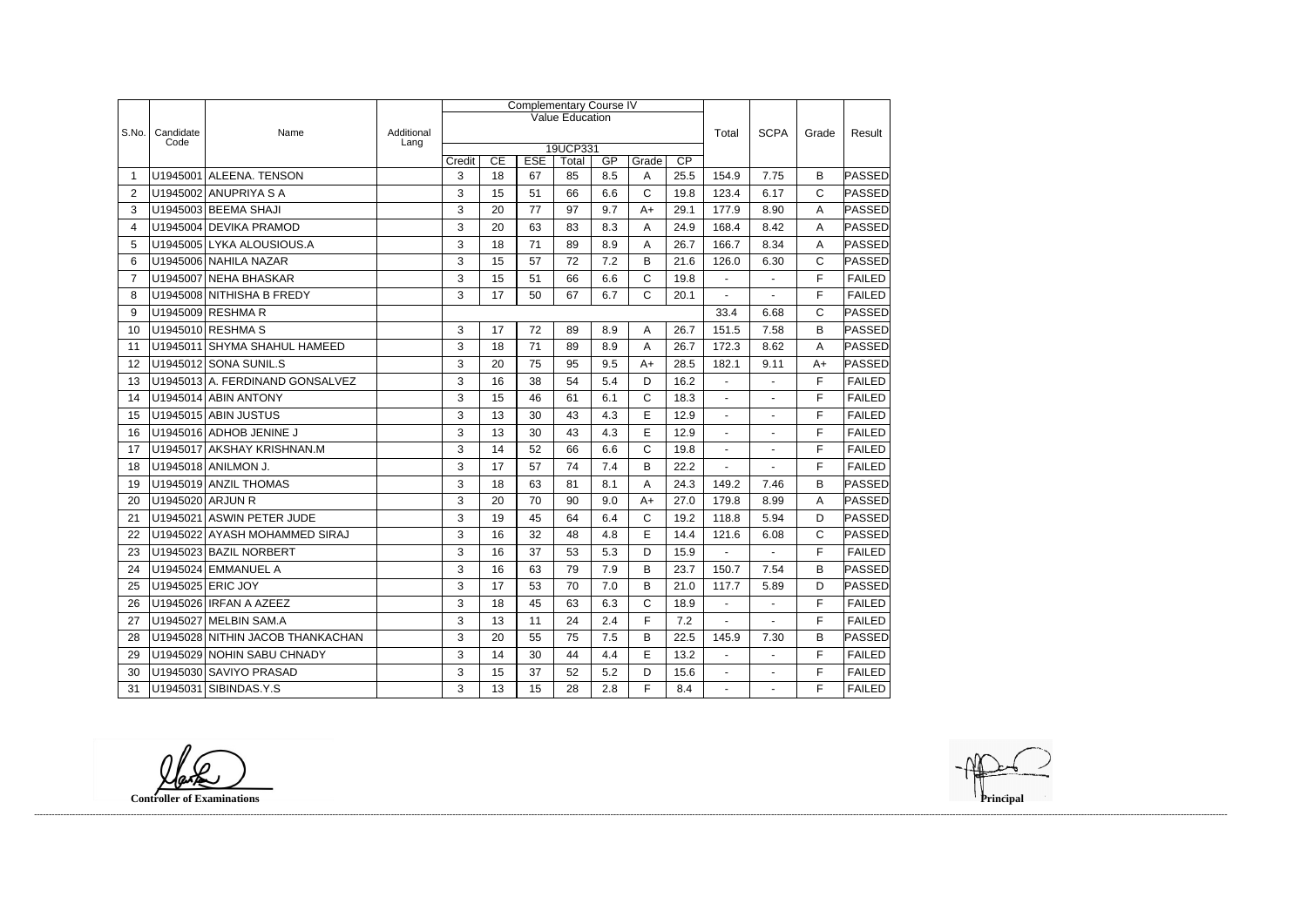| S.No. | Candidate Code | Name | Additional Lang | Complementary Course IV Value Education 19UCP331 | | | | | | | Total | SCPA | Grade | Result |
|---|---|---|---|---|---|---|---|---|---|---|---|---|---|---|
| | | | | Credit | CE | ESE | Total | GP | Grade | CP | | | | |
| 1 | U1945001 | ALEENA. TENSON | | 3 | 18 | 67 | 85 | 8.5 | A | 25.5 | 154.9 | 7.75 | B | PASSED |
| 2 | U1945002 | ANUPRIYA S A | | 3 | 15 | 51 | 66 | 6.6 | C | 19.8 | 123.4 | 6.17 | C | PASSED |
| 3 | U1945003 | BEEMA SHAJI | | 3 | 20 | 77 | 97 | 9.7 | A+ | 29.1 | 177.9 | 8.90 | A | PASSED |
| 4 | U1945004 | DEVIKA PRAMOD | | 3 | 20 | 63 | 83 | 8.3 | A | 24.9 | 168.4 | 8.42 | A | PASSED |
| 5 | U1945005 | LYKA ALOUSIOUS.A | | 3 | 18 | 71 | 89 | 8.9 | A | 26.7 | 166.7 | 8.34 | A | PASSED |
| 6 | U1945006 | NAHILA NAZAR | | 3 | 15 | 57 | 72 | 7.2 | B | 21.6 | 126.0 | 6.30 | C | PASSED |
| 7 | U1945007 | NEHA BHASKAR | | 3 | 15 | 51 | 66 | 6.6 | C | 19.8 | - | - | F | FAILED |
| 8 | U1945008 | NITHISHA B FREDY | | 3 | 17 | 50 | 67 | 6.7 | C | 20.1 | - | - | F | FAILED |
| 9 | U1945009 | RESHMA R | | | | | | | | | 33.4 | 6.68 | C | PASSED |
| 10 | U1945010 | RESHMA S | | 3 | 17 | 72 | 89 | 8.9 | A | 26.7 | 151.5 | 7.58 | B | PASSED |
| 11 | U1945011 | SHYMA SHAHUL HAMEED | | 3 | 18 | 71 | 89 | 8.9 | A | 26.7 | 172.3 | 8.62 | A | PASSED |
| 12 | U1945012 | SONA SUNIL.S | | 3 | 20 | 75 | 95 | 9.5 | A+ | 28.5 | 182.1 | 9.11 | A+ | PASSED |
| 13 | U1945013 | A. FERDINAND GONSALVEZ | | 3 | 16 | 38 | 54 | 5.4 | D | 16.2 | - | - | F | FAILED |
| 14 | U1945014 | ABIN ANTONY | | 3 | 15 | 46 | 61 | 6.1 | C | 18.3 | - | - | F | FAILED |
| 15 | U1945015 | ABIN JUSTUS | | 3 | 13 | 30 | 43 | 4.3 | E | 12.9 | - | - | F | FAILED |
| 16 | U1945016 | ADHOB JENINE J | | 3 | 13 | 30 | 43 | 4.3 | E | 12.9 | - | - | F | FAILED |
| 17 | U1945017 | AKSHAY KRISHNAN.M | | 3 | 14 | 52 | 66 | 6.6 | C | 19.8 | - | - | F | FAILED |
| 18 | U1945018 | ANILMON J. | | 3 | 17 | 57 | 74 | 7.4 | B | 22.2 | - | - | F | FAILED |
| 19 | U1945019 | ANZIL THOMAS | | 3 | 18 | 63 | 81 | 8.1 | A | 24.3 | 149.2 | 7.46 | B | PASSED |
| 20 | U1945020 | ARJUN R | | 3 | 20 | 70 | 90 | 9.0 | A+ | 27.0 | 179.8 | 8.99 | A | PASSED |
| 21 | U1945021 | ASWIN PETER JUDE | | 3 | 19 | 45 | 64 | 6.4 | C | 19.2 | 118.8 | 5.94 | D | PASSED |
| 22 | U1945022 | AYASH MOHAMMED SIRAJ | | 3 | 16 | 32 | 48 | 4.8 | E | 14.4 | 121.6 | 6.08 | C | PASSED |
| 23 | U1945023 | BAZIL NORBERT | | 3 | 16 | 37 | 53 | 5.3 | D | 15.9 | - | - | F | FAILED |
| 24 | U1945024 | EMMANUEL A | | 3 | 16 | 63 | 79 | 7.9 | B | 23.7 | 150.7 | 7.54 | B | PASSED |
| 25 | U1945025 | ERIC JOY | | 3 | 17 | 53 | 70 | 7.0 | B | 21.0 | 117.7 | 5.89 | D | PASSED |
| 26 | U1945026 | IRFAN A AZEEZ | | 3 | 18 | 45 | 63 | 6.3 | C | 18.9 | - | - | F | FAILED |
| 27 | U1945027 | MELBIN SAM.A | | 3 | 13 | 11 | 24 | 2.4 | F | 7.2 | - | - | F | FAILED |
| 28 | U1945028 | NITHIN JACOB THANKACHAN | | 3 | 20 | 55 | 75 | 7.5 | B | 22.5 | 145.9 | 7.30 | B | PASSED |
| 29 | U1945029 | NOHIN SABU CHNADY | | 3 | 14 | 30 | 44 | 4.4 | E | 13.2 | - | - | F | FAILED |
| 30 | U1945030 | SAVIYO PRASAD | | 3 | 15 | 37 | 52 | 5.2 | D | 15.6 | - | - | F | FAILED |
| 31 | U1945031 | SIBINDAS.Y.S | | 3 | 13 | 15 | 28 | 2.8 | F | 8.4 | - | - | F | FAILED |

**Controller of Examinations**

**Principal**